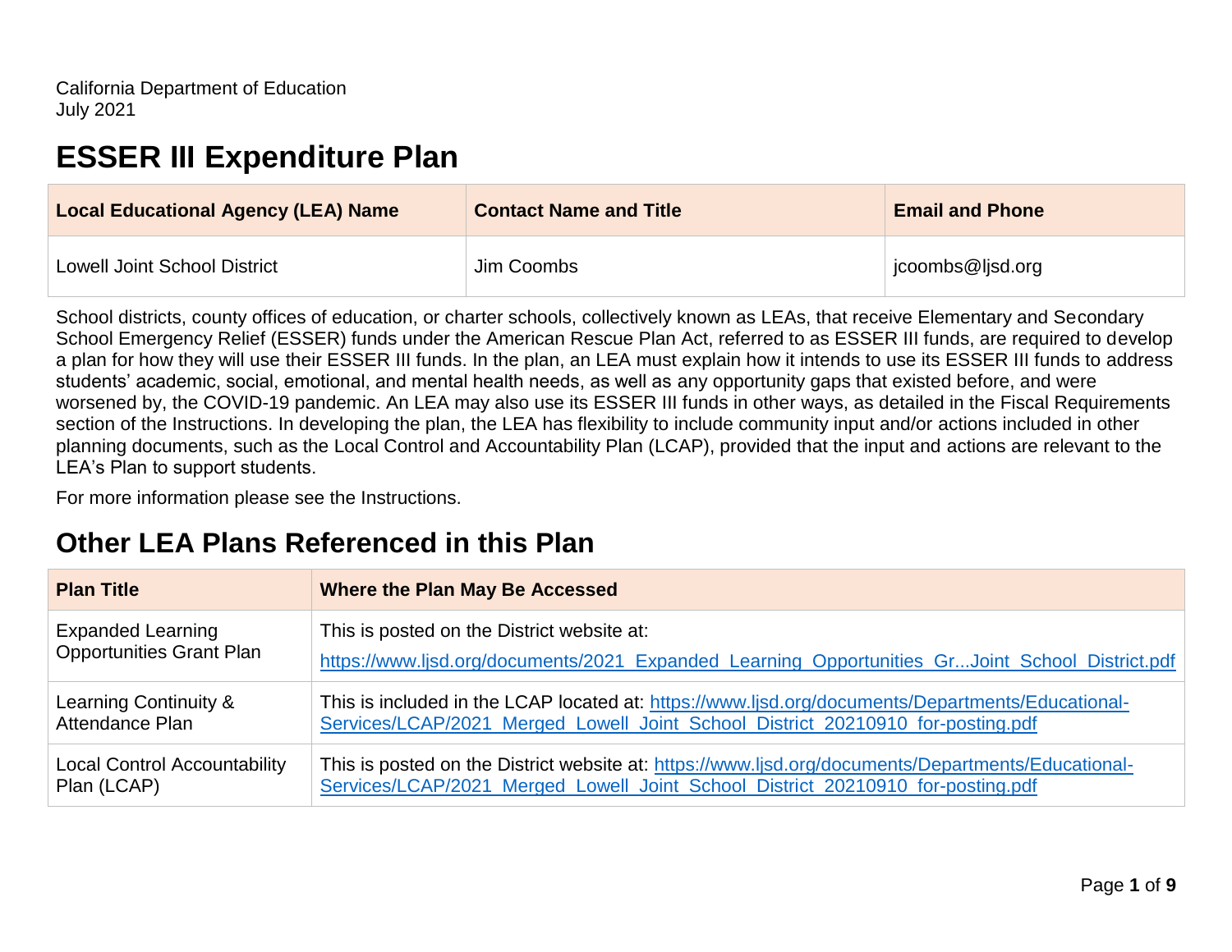California Department of Education
July 2021

# ESSER III Expenditure Plan

| Local Educational Agency (LEA) Name | Contact Name and Title | Email and Phone |
| --- | --- | --- |
| Lowell Joint School District | Jim Coombs | jcoombs@ljsd.org |

School districts, county offices of education, or charter schools, collectively known as LEAs, that receive Elementary and Secondary School Emergency Relief (ESSER) funds under the American Rescue Plan Act, referred to as ESSER III funds, are required to develop a plan for how they will use their ESSER III funds. In the plan, an LEA must explain how it intends to use its ESSER III funds to address students' academic, social, emotional, and mental health needs, as well as any opportunity gaps that existed before, and were worsened by, the COVID-19 pandemic. An LEA may also use its ESSER III funds in other ways, as detailed in the Fiscal Requirements section of the Instructions. In developing the plan, the LEA has flexibility to include community input and/or actions included in other planning documents, such as the Local Control and Accountability Plan (LCAP), provided that the input and actions are relevant to the LEA's Plan to support students.

For more information please see the Instructions.

## Other LEA Plans Referenced in this Plan

| Plan Title | Where the Plan May Be Accessed |
| --- | --- |
| Expanded Learning Opportunities Grant Plan | This is posted on the District website at: https://www.ljsd.org/documents/2021_Expanded_Learning_Opportunities_Gr...Joint_School_District.pdf |
| Learning Continuity & Attendance Plan | This is included in the LCAP located at: https://www.ljsd.org/documents/Departments/Educational-Services/LCAP/2021_Merged_Lowell_Joint_School_District_20210910_for-posting.pdf |
| Local Control Accountability Plan (LCAP) | This is posted on the District website at: https://www.ljsd.org/documents/Departments/Educational-Services/LCAP/2021_Merged_Lowell_Joint_School_District_20210910_for-posting.pdf |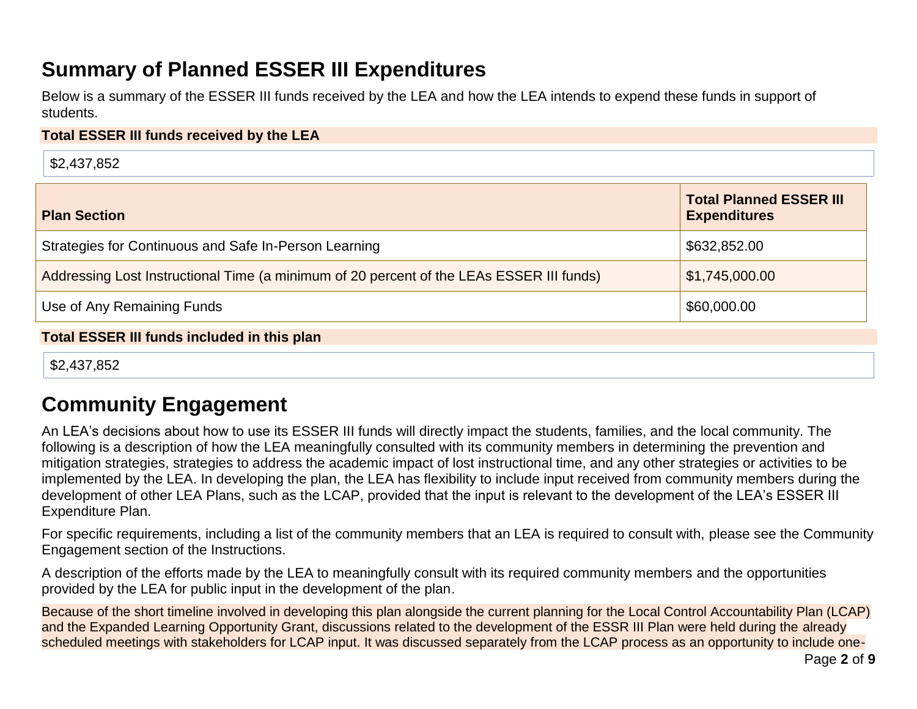## Summary of Planned ESSER III Expenditures

Below is a summary of the ESSER III funds received by the LEA and how the LEA intends to expend these funds in support of students.

**Total ESSER III funds received by the LEA**

$2,437,852

| Plan Section | Total Planned ESSER III Expenditures |
| --- | --- |
| Strategies for Continuous and Safe In-Person Learning | $632,852.00 |
| Addressing Lost Instructional Time (a minimum of 20 percent of the LEAs ESSER III funds) | $1,745,000.00 |
| Use of Any Remaining Funds | $60,000.00 |

**Total ESSER III funds included in this plan**

$2,437,852

## Community Engagement

An LEA's decisions about how to use its ESSER III funds will directly impact the students, families, and the local community. The following is a description of how the LEA meaningfully consulted with its community members in determining the prevention and mitigation strategies, strategies to address the academic impact of lost instructional time, and any other strategies or activities to be implemented by the LEA. In developing the plan, the LEA has flexibility to include input received from community members during the development of other LEA Plans, such as the LCAP, provided that the input is relevant to the development of the LEA's ESSER III Expenditure Plan.

For specific requirements, including a list of the community members that an LEA is required to consult with, please see the Community Engagement section of the Instructions.

A description of the efforts made by the LEA to meaningfully consult with its required community members and the opportunities provided by the LEA for public input in the development of the plan.

Because of the short timeline involved in developing this plan alongside the current planning for the Local Control Accountability Plan (LCAP) and the Expanded Learning Opportunity Grant, discussions related to the development of the ESSR III Plan were held during the already scheduled meetings with stakeholders for LCAP input. It was discussed separately from the LCAP process as an opportunity to include one-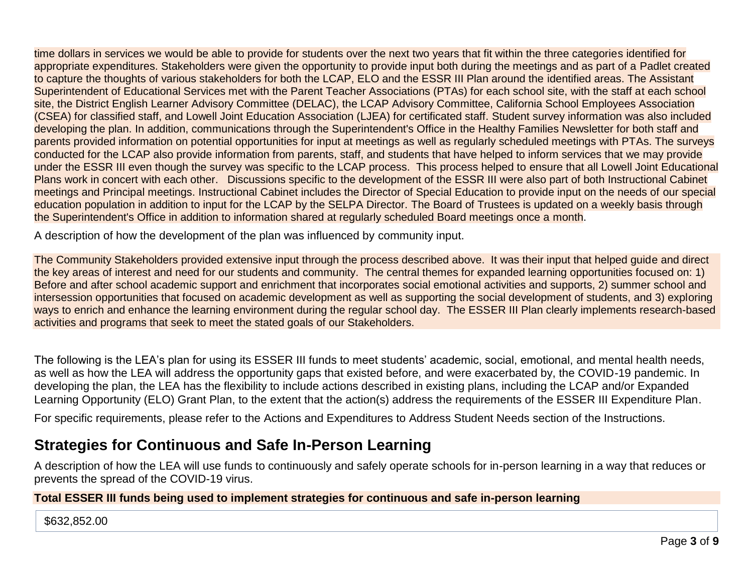time dollars in services we would be able to provide for students over the next two years that fit within the three categories identified for appropriate expenditures. Stakeholders were given the opportunity to provide input both during the meetings and as part of a Padlet created to capture the thoughts of various stakeholders for both the LCAP, ELO and the ESSR III Plan around the identified areas. The Assistant Superintendent of Educational Services met with the Parent Teacher Associations (PTAs) for each school site, with the staff at each school site, the District English Learner Advisory Committee (DELAC), the LCAP Advisory Committee, California School Employees Association (CSEA) for classified staff, and Lowell Joint Education Association (LJEA) for certificated staff. Student survey information was also included developing the plan. In addition, communications through the Superintendent's Office in the Healthy Families Newsletter for both staff and parents provided information on potential opportunities for input at meetings as well as regularly scheduled meetings with PTAs. The surveys conducted for the LCAP also provide information from parents, staff, and students that have helped to inform services that we may provide under the ESSR III even though the survey was specific to the LCAP process. This process helped to ensure that all Lowell Joint Educational Plans work in concert with each other. Discussions specific to the development of the ESSR III were also part of both Instructional Cabinet meetings and Principal meetings. Instructional Cabinet includes the Director of Special Education to provide input on the needs of our special education population in addition to input for the LCAP by the SELPA Director. The Board of Trustees is updated on a weekly basis through the Superintendent's Office in addition to information shared at regularly scheduled Board meetings once a month.

A description of how the development of the plan was influenced by community input.

The Community Stakeholders provided extensive input through the process described above. It was their input that helped guide and direct the key areas of interest and need for our students and community. The central themes for expanded learning opportunities focused on: 1) Before and after school academic support and enrichment that incorporates social emotional activities and supports, 2) summer school and intersession opportunities that focused on academic development as well as supporting the social development of students, and 3) exploring ways to enrich and enhance the learning environment during the regular school day. The ESSER III Plan clearly implements research-based activities and programs that seek to meet the stated goals of our Stakeholders.

The following is the LEA's plan for using its ESSER III funds to meet students' academic, social, emotional, and mental health needs, as well as how the LEA will address the opportunity gaps that existed before, and were exacerbated by, the COVID-19 pandemic. In developing the plan, the LEA has the flexibility to include actions described in existing plans, including the LCAP and/or Expanded Learning Opportunity (ELO) Grant Plan, to the extent that the action(s) address the requirements of the ESSER III Expenditure Plan.

For specific requirements, please refer to the Actions and Expenditures to Address Student Needs section of the Instructions.

## Strategies for Continuous and Safe In-Person Learning

A description of how the LEA will use funds to continuously and safely operate schools for in-person learning in a way that reduces or prevents the spread of the COVID-19 virus.

**Total ESSER III funds being used to implement strategies for continuous and safe in-person learning**

$632,852.00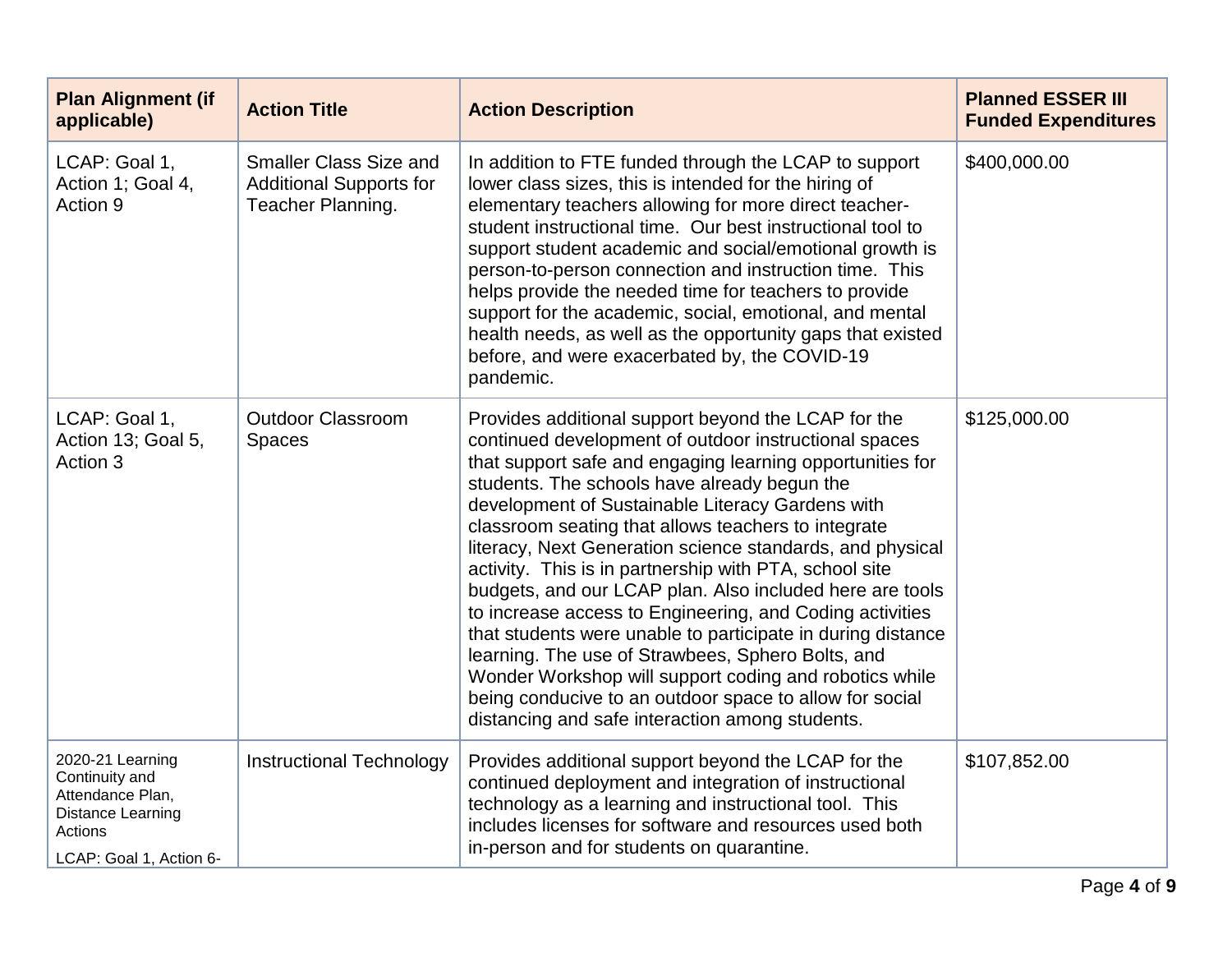| Plan Alignment (if applicable) | Action Title | Action Description | Planned ESSER III Funded Expenditures |
|---|---|---|---|
| LCAP: Goal 1, Action 1; Goal 4, Action 9 | Smaller Class Size and Additional Supports for Teacher Planning. | In addition to FTE funded through the LCAP to support lower class sizes, this is intended for the hiring of elementary teachers allowing for more direct teacher-student instructional time. Our best instructional tool to support student academic and social/emotional growth is person-to-person connection and instruction time. This helps provide the needed time for teachers to provide support for the academic, social, emotional, and mental health needs, as well as the opportunity gaps that existed before, and were exacerbated by, the COVID-19 pandemic. | $400,000.00 |
| LCAP: Goal 1, Action 13; Goal 5, Action 3 | Outdoor Classroom Spaces | Provides additional support beyond the LCAP for the continued development of outdoor instructional spaces that support safe and engaging learning opportunities for students. The schools have already begun the development of Sustainable Literacy Gardens with classroom seating that allows teachers to integrate literacy, Next Generation science standards, and physical activity. This is in partnership with PTA, school site budgets, and our LCAP plan. Also included here are tools to increase access to Engineering, and Coding activities that students were unable to participate in during distance learning. The use of Strawbees, Sphero Bolts, and Wonder Workshop will support coding and robotics while being conducive to an outdoor space to allow for social distancing and safe interaction among students. | $125,000.00 |
| 2020-21 Learning Continuity and Attendance Plan, Distance Learning Actions<br>LCAP: Goal 1, Action 6- | Instructional Technology | Provides additional support beyond the LCAP for the continued deployment and integration of instructional technology as a learning and instructional tool. This includes licenses for software and resources used both in-person and for students on quarantine. | $107,852.00 |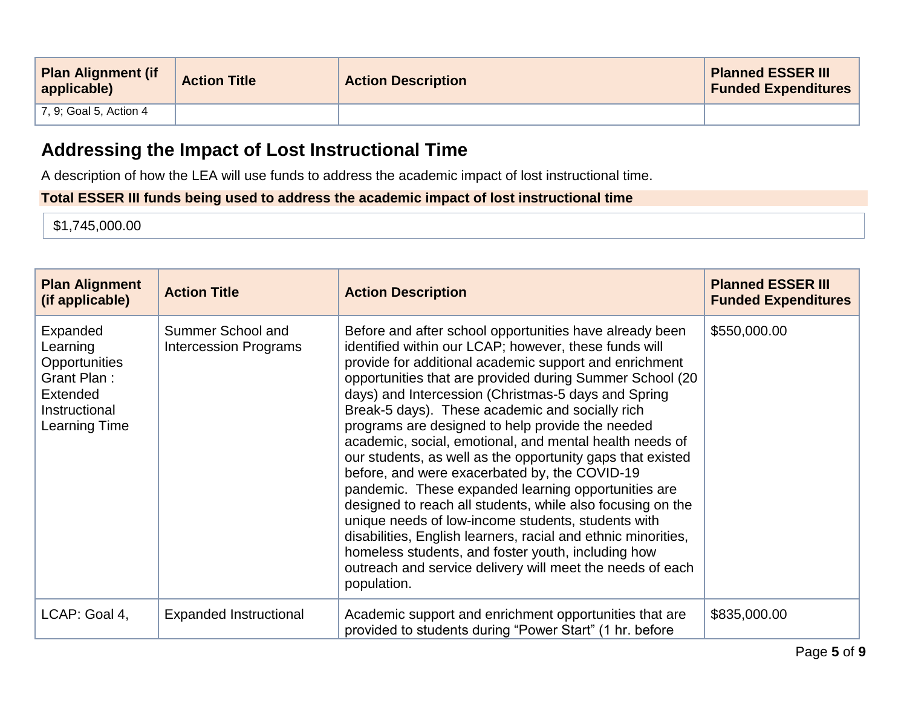| Plan Alignment (if applicable) | Action Title | Action Description | Planned ESSER III Funded Expenditures |
|---|---|---|---|
| 7, 9; Goal 5, Action 4 | | | |

## Addressing the Impact of Lost Instructional Time

A description of how the LEA will use funds to address the academic impact of lost instructional time.

**Total ESSER III funds being used to address the academic impact of lost instructional time**

$1,745,000.00

| Plan Alignment (if applicable) | Action Title | Action Description | Planned ESSER III Funded Expenditures |
|---|---|---|---|
| Expanded Learning Opportunities Grant Plan : Extended Instructional Learning Time | Summer School and Intercession Programs | Before and after school opportunities have already been identified within our LCAP; however, these funds will provide for additional academic support and enrichment opportunities that are provided during Summer School (20 days) and Intercession (Christmas-5 days and Spring Break-5 days). These academic and socially rich programs are designed to help provide the needed academic, social, emotional, and mental health needs of our students, as well as the opportunity gaps that existed before, and were exacerbated by, the COVID-19 pandemic. These expanded learning opportunities are designed to reach all students, while also focusing on the unique needs of low-income students, students with disabilities, English learners, racial and ethnic minorities, homeless students, and foster youth, including how outreach and service delivery will meet the needs of each population. | $550,000.00 |
| LCAP: Goal 4, | Expanded Instructional | Academic support and enrichment opportunities that are provided to students during "Power Start" (1 hr. before | $835,000.00 |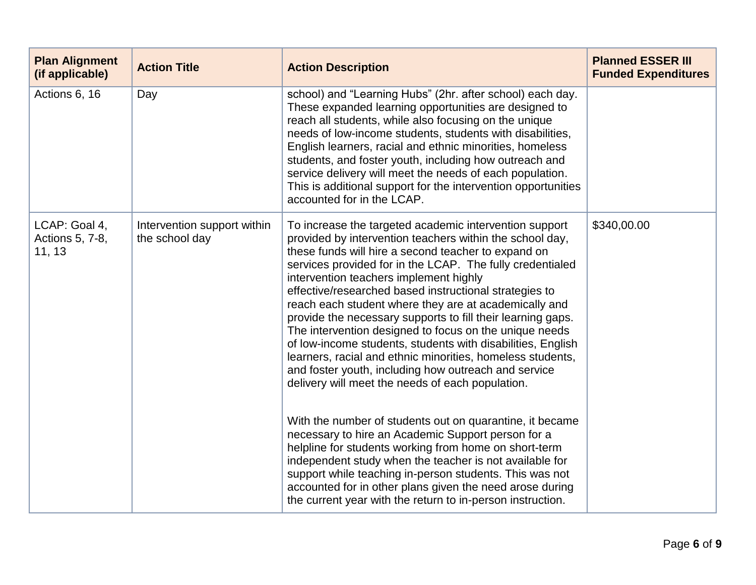| Plan Alignment (if applicable) | Action Title | Action Description | Planned ESSER III Funded Expenditures |
|---|---|---|---|
| Actions 6, 16 | Day | school) and "Learning Hubs" (2hr. after school) each day. These expanded learning opportunities are designed to reach all students, while also focusing on the unique needs of low-income students, students with disabilities, English learners, racial and ethnic minorities, homeless students, and foster youth, including how outreach and service delivery will meet the needs of each population. This is additional support for the intervention opportunities accounted for in the LCAP. | |
| LCAP: Goal 4, Actions 5, 7-8, 11, 13 | Intervention support within the school day | To increase the targeted academic intervention support provided by intervention teachers within the school day, these funds will hire a second teacher to expand on services provided for in the LCAP. The fully credentialed intervention teachers implement highly effective/researched based instructional strategies to reach each student where they are at academically and provide the necessary supports to fill their learning gaps. The intervention designed to focus on the unique needs of low-income students, students with disabilities, English learners, racial and ethnic minorities, homeless students, and foster youth, including how outreach and service delivery will meet the needs of each population.<br><br>With the number of students out on quarantine, it became necessary to hire an Academic Support person for a helpline for students working from home on short-term independent study when the teacher is not available for support while teaching in-person students. This was not accounted for in other plans given the need arose during the current year with the return to in-person instruction. | $340,00.00 |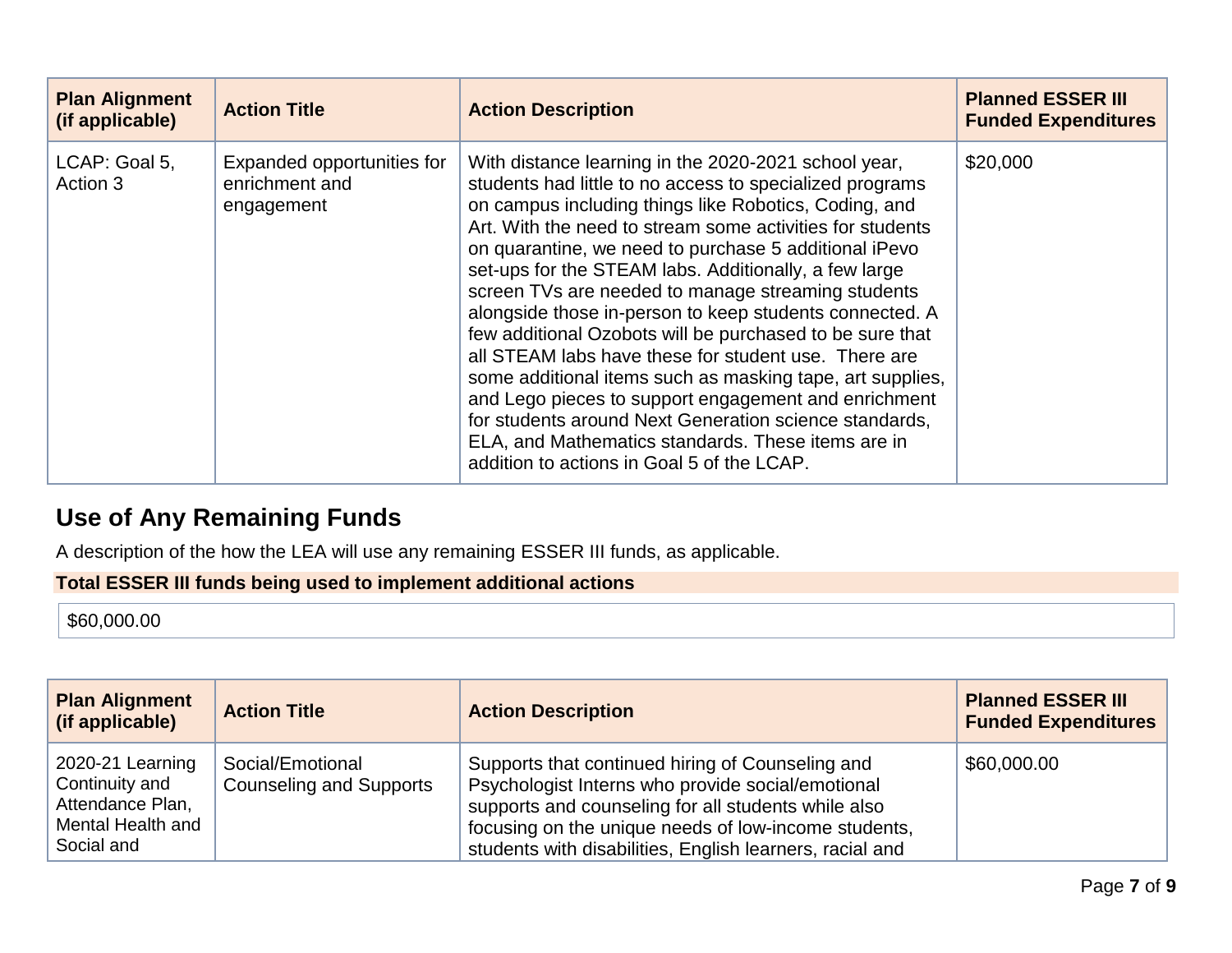| Plan Alignment (if applicable) | Action Title | Action Description | Planned ESSER III Funded Expenditures |
| --- | --- | --- | --- |
| LCAP: Goal 5, Action 3 | Expanded opportunities for enrichment and engagement | With distance learning in the 2020-2021 school year, students had little to no access to specialized programs on campus including things like Robotics, Coding, and Art. With the need to stream some activities for students on quarantine, we need to purchase 5 additional iPevo set-ups for the STEAM labs. Additionally, a few large screen TVs are needed to manage streaming students alongside those in-person to keep students connected. A few additional Ozobots will be purchased to be sure that all STEAM labs have these for student use.  There are some additional items such as masking tape, art supplies, and Lego pieces to support engagement and enrichment for students around Next Generation science standards, ELA, and Mathematics standards. These items are in addition to actions in Goal 5 of the LCAP. | $20,000 |

## Use of Any Remaining Funds

A description of the how the LEA will use any remaining ESSER III funds, as applicable.

**Total ESSER III funds being used to implement additional actions**

$60,000.00

| Plan Alignment (if applicable) | Action Title | Action Description | Planned ESSER III Funded Expenditures |
| --- | --- | --- | --- |
| 2020-21 Learning Continuity and Attendance Plan, Mental Health and Social and | Social/Emotional Counseling and Supports | Supports that continued hiring of Counseling and Psychologist Interns who provide social/emotional supports and counseling for all students while also focusing on the unique needs of low-income students, students with disabilities, English learners, racial and | $60,000.00 |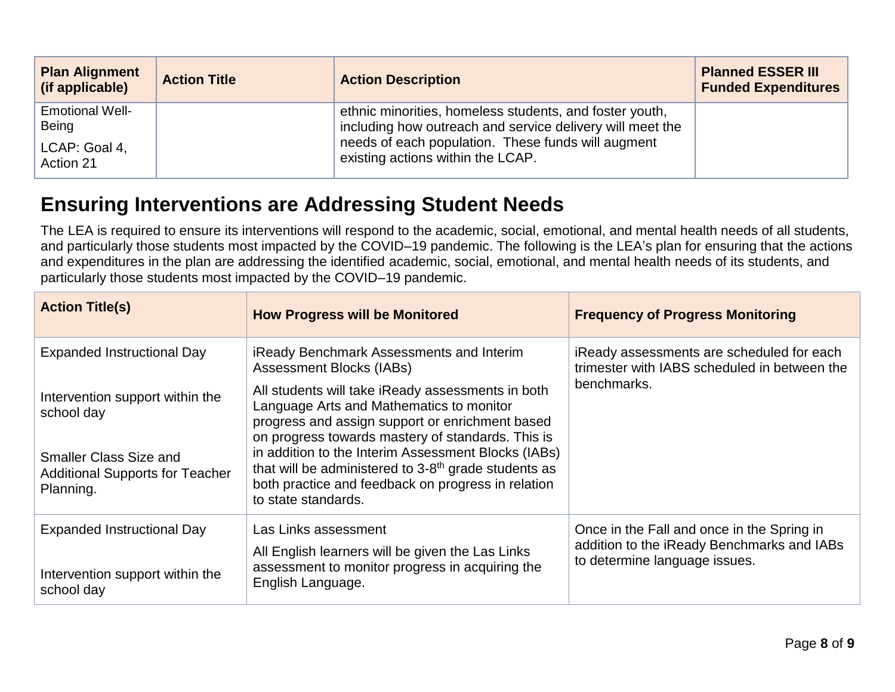| Plan Alignment (if applicable) | Action Title | Action Description | Planned ESSER III Funded Expenditures |
|---|---|---|---|
| Emotional Well-Being<br>LCAP: Goal 4, Action 21 | | ethnic minorities, homeless students, and foster youth, including how outreach and service delivery will meet the needs of each population. These funds will augment existing actions within the LCAP. | |

## Ensuring Interventions are Addressing Student Needs

The LEA is required to ensure its interventions will respond to the academic, social, emotional, and mental health needs of all students, and particularly those students most impacted by the COVID–19 pandemic. The following is the LEA's plan for ensuring that the actions and expenditures in the plan are addressing the identified academic, social, emotional, and mental health needs of its students, and particularly those students most impacted by the COVID–19 pandemic.

| Action Title(s) | How Progress will be Monitored | Frequency of Progress Monitoring |
|---|---|---|
| Expanded Instructional Day<br><br>Intervention support within the school day<br><br>Smaller Class Size and Additional Supports for Teacher Planning. | iReady Benchmark Assessments and Interim Assessment Blocks (IABs)<br><br>All students will take iReady assessments in both Language Arts and Mathematics to monitor progress and assign support or enrichment based on progress towards mastery of standards. This is in addition to the Interim Assessment Blocks (IABs) that will be administered to 3-8th grade students as both practice and feedback on progress in relation to state standards. | iReady assessments are scheduled for each trimester with IABS scheduled in between the benchmarks. |
| Expanded Instructional Day<br><br>Intervention support within the school day | Las Links assessment<br><br>All English learners will be given the Las Links assessment to monitor progress in acquiring the English Language. | Once in the Fall and once in the Spring in addition to the iReady Benchmarks and IABs to determine language issues. |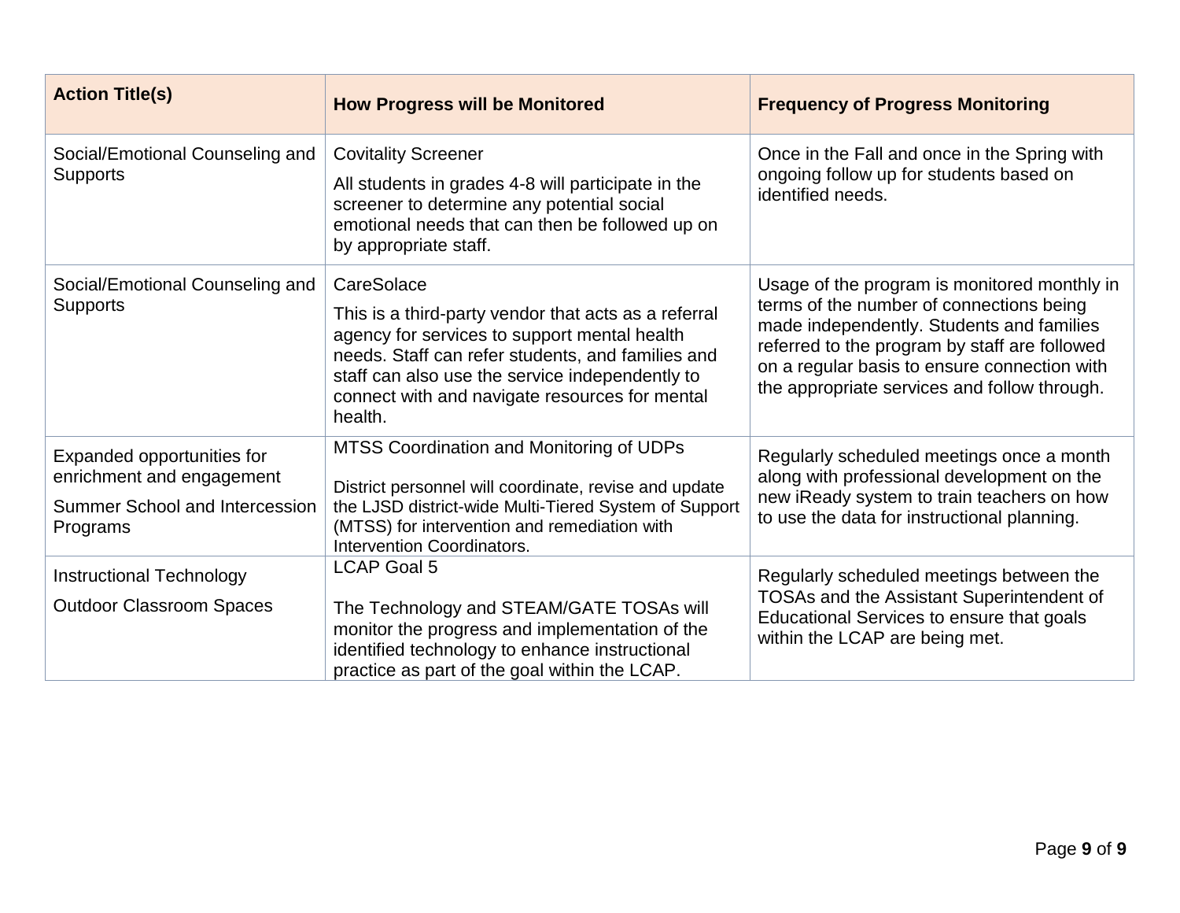| Action Title(s) | How Progress will be Monitored | Frequency of Progress Monitoring |
|---|---|---|
| Social/Emotional Counseling and Supports | Covitality Screener<br><br>All students in grades 4-8 will participate in the screener to determine any potential social emotional needs that can then be followed up on by appropriate staff. | Once in the Fall and once in the Spring with ongoing follow up for students based on identified needs. |
| Social/Emotional Counseling and Supports | CareSolace<br><br>This is a third-party vendor that acts as a referral agency for services to support mental health needs. Staff can refer students, and families and staff can also use the service independently to connect with and navigate resources for mental health. | Usage of the program is monitored monthly in terms of the number of connections being made independently. Students and families referred to the program by staff are followed on a regular basis to ensure connection with the appropriate services and follow through. |
| Expanded opportunities for enrichment and engagement<br><br>Summer School and Intercession Programs | MTSS Coordination and Monitoring of UDPs<br><br>District personnel will coordinate, revise and update the LJSD district-wide Multi-Tiered System of Support (MTSS) for intervention and remediation with Intervention Coordinators. | Regularly scheduled meetings once a month along with professional development on the new iReady system to train teachers on how to use the data for instructional planning. |
| Instructional Technology<br><br>Outdoor Classroom Spaces | LCAP Goal 5<br><br>The Technology and STEAM/GATE TOSAs will monitor the progress and implementation of the identified technology to enhance instructional practice as part of the goal within the LCAP. | Regularly scheduled meetings between the TOSAs and the Assistant Superintendent of Educational Services to ensure that goals within the LCAP are being met. |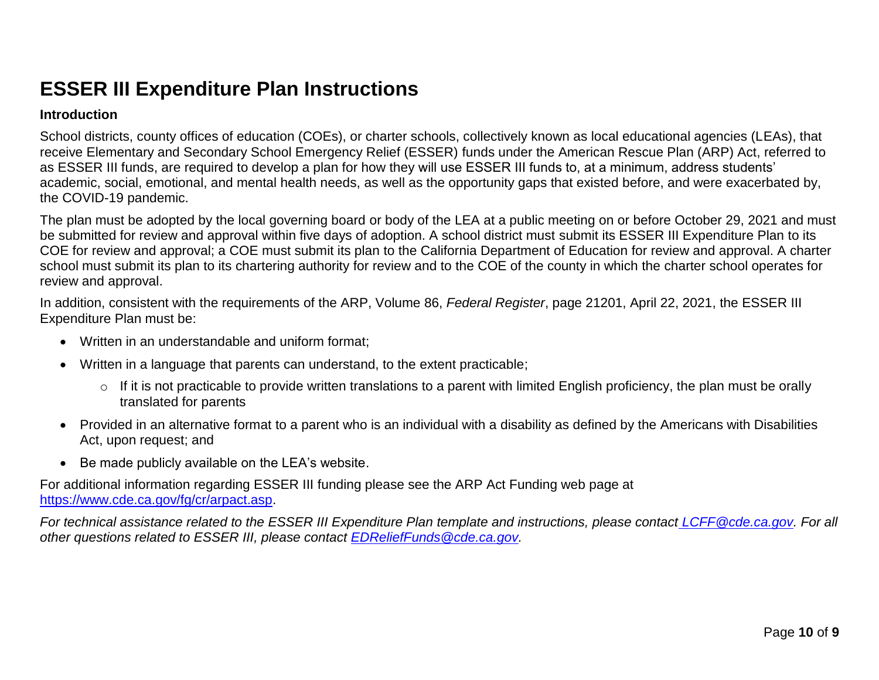# ESSER III Expenditure Plan Instructions

**Introduction**

School districts, county offices of education (COEs), or charter schools, collectively known as local educational agencies (LEAs), that receive Elementary and Secondary School Emergency Relief (ESSER) funds under the American Rescue Plan (ARP) Act, referred to as ESSER III funds, are required to develop a plan for how they will use ESSER III funds to, at a minimum, address students' academic, social, emotional, and mental health needs, as well as the opportunity gaps that existed before, and were exacerbated by, the COVID-19 pandemic.

The plan must be adopted by the local governing board or body of the LEA at a public meeting on or before October 29, 2021 and must be submitted for review and approval within five days of adoption. A school district must submit its ESSER III Expenditure Plan to its COE for review and approval; a COE must submit its plan to the California Department of Education for review and approval. A charter school must submit its plan to its chartering authority for review and to the COE of the county in which the charter school operates for review and approval.

In addition, consistent with the requirements of the ARP, Volume 86, *Federal Register*, page 21201, April 22, 2021, the ESSER III Expenditure Plan must be:

- Written in an understandable and uniform format;
- Written in a language that parents can understand, to the extent practicable;
  - If it is not practicable to provide written translations to a parent with limited English proficiency, the plan must be orally translated for parents
- Provided in an alternative format to a parent who is an individual with a disability as defined by the Americans with Disabilities Act, upon request; and
- Be made publicly available on the LEA's website.

For additional information regarding ESSER III funding please see the ARP Act Funding web page at https://www.cde.ca.gov/fg/cr/arpact.asp.

*For technical assistance related to the ESSER III Expenditure Plan template and instructions, please contact LCFF@cde.ca.gov. For all other questions related to ESSER III, please contact EDReliefFunds@cde.ca.gov.*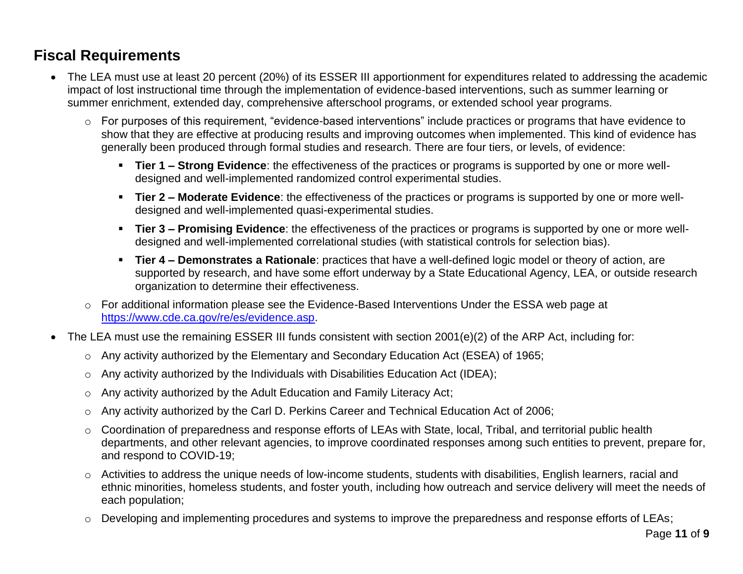## Fiscal Requirements

- The LEA must use at least 20 percent (20%) of its ESSER III apportionment for expenditures related to addressing the academic impact of lost instructional time through the implementation of evidence-based interventions, such as summer learning or summer enrichment, extended day, comprehensive afterschool programs, or extended school year programs.
  - For purposes of this requirement, "evidence-based interventions" include practices or programs that have evidence to show that they are effective at producing results and improving outcomes when implemented. This kind of evidence has generally been produced through formal studies and research. There are four tiers, or levels, of evidence:
    - **Tier 1 – Strong Evidence**: the effectiveness of the practices or programs is supported by one or more well-designed and well-implemented randomized control experimental studies.
    - **Tier 2 – Moderate Evidence**: the effectiveness of the practices or programs is supported by one or more well-designed and well-implemented quasi-experimental studies.
    - **Tier 3 – Promising Evidence**: the effectiveness of the practices or programs is supported by one or more well-designed and well-implemented correlational studies (with statistical controls for selection bias).
    - **Tier 4 – Demonstrates a Rationale**: practices that have a well-defined logic model or theory of action, are supported by research, and have some effort underway by a State Educational Agency, LEA, or outside research organization to determine their effectiveness.
  - For additional information please see the Evidence-Based Interventions Under the ESSA web page at [https://www.cde.ca.gov/re/es/evidence.asp](https://www.cde.ca.gov/re/es/evidence.asp).
- The LEA must use the remaining ESSER III funds consistent with section 2001(e)(2) of the ARP Act, including for:
  - Any activity authorized by the Elementary and Secondary Education Act (ESEA) of 1965;
  - Any activity authorized by the Individuals with Disabilities Education Act (IDEA);
  - Any activity authorized by the Adult Education and Family Literacy Act;
  - Any activity authorized by the Carl D. Perkins Career and Technical Education Act of 2006;
  - Coordination of preparedness and response efforts of LEAs with State, local, Tribal, and territorial public health departments, and other relevant agencies, to improve coordinated responses among such entities to prevent, prepare for, and respond to COVID-19;
  - Activities to address the unique needs of low-income students, students with disabilities, English learners, racial and ethnic minorities, homeless students, and foster youth, including how outreach and service delivery will meet the needs of each population;
  - Developing and implementing procedures and systems to improve the preparedness and response efforts of LEAs;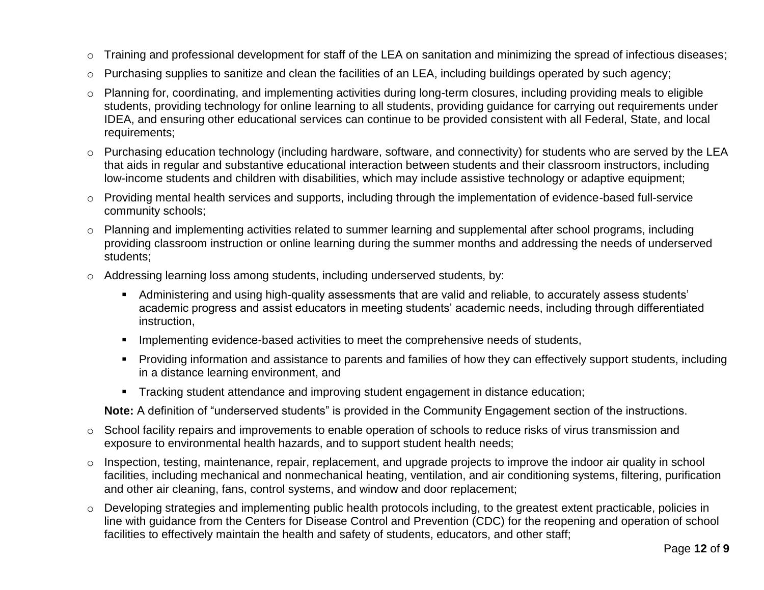- Training and professional development for staff of the LEA on sanitation and minimizing the spread of infectious diseases;
- Purchasing supplies to sanitize and clean the facilities of an LEA, including buildings operated by such agency;
- Planning for, coordinating, and implementing activities during long-term closures, including providing meals to eligible students, providing technology for online learning to all students, providing guidance for carrying out requirements under IDEA, and ensuring other educational services can continue to be provided consistent with all Federal, State, and local requirements;
- Purchasing education technology (including hardware, software, and connectivity) for students who are served by the LEA that aids in regular and substantive educational interaction between students and their classroom instructors, including low-income students and children with disabilities, which may include assistive technology or adaptive equipment;
- Providing mental health services and supports, including through the implementation of evidence-based full-service community schools;
- Planning and implementing activities related to summer learning and supplemental after school programs, including providing classroom instruction or online learning during the summer months and addressing the needs of underserved students;
- Addressing learning loss among students, including underserved students, by:
  - Administering and using high-quality assessments that are valid and reliable, to accurately assess students' academic progress and assist educators in meeting students' academic needs, including through differentiated instruction,
  - Implementing evidence-based activities to meet the comprehensive needs of students,
  - Providing information and assistance to parents and families of how they can effectively support students, including in a distance learning environment, and
  - Tracking student attendance and improving student engagement in distance education;

  **Note:** A definition of "underserved students" is provided in the Community Engagement section of the instructions.
- School facility repairs and improvements to enable operation of schools to reduce risks of virus transmission and exposure to environmental health hazards, and to support student health needs;
- Inspection, testing, maintenance, repair, replacement, and upgrade projects to improve the indoor air quality in school facilities, including mechanical and nonmechanical heating, ventilation, and air conditioning systems, filtering, purification and other air cleaning, fans, control systems, and window and door replacement;
- Developing strategies and implementing public health protocols including, to the greatest extent practicable, policies in line with guidance from the Centers for Disease Control and Prevention (CDC) for the reopening and operation of school facilities to effectively maintain the health and safety of students, educators, and other staff;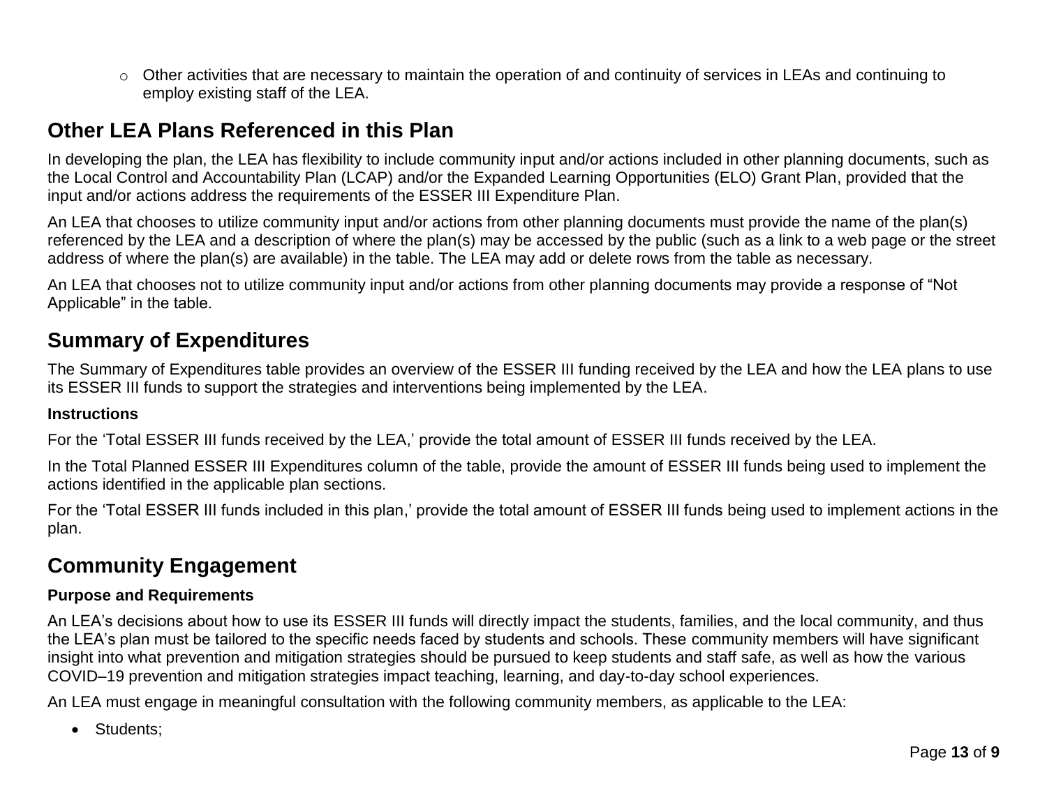- Other activities that are necessary to maintain the operation of and continuity of services in LEAs and continuing to employ existing staff of the LEA.

## Other LEA Plans Referenced in this Plan

In developing the plan, the LEA has flexibility to include community input and/or actions included in other planning documents, such as the Local Control and Accountability Plan (LCAP) and/or the Expanded Learning Opportunities (ELO) Grant Plan, provided that the input and/or actions address the requirements of the ESSER III Expenditure Plan.

An LEA that chooses to utilize community input and/or actions from other planning documents must provide the name of the plan(s) referenced by the LEA and a description of where the plan(s) may be accessed by the public (such as a link to a web page or the street address of where the plan(s) are available) in the table. The LEA may add or delete rows from the table as necessary.

An LEA that chooses not to utilize community input and/or actions from other planning documents may provide a response of "Not Applicable" in the table.

## Summary of Expenditures

The Summary of Expenditures table provides an overview of the ESSER III funding received by the LEA and how the LEA plans to use its ESSER III funds to support the strategies and interventions being implemented by the LEA.

**Instructions**

For the 'Total ESSER III funds received by the LEA,' provide the total amount of ESSER III funds received by the LEA.

In the Total Planned ESSER III Expenditures column of the table, provide the amount of ESSER III funds being used to implement the actions identified in the applicable plan sections.

For the 'Total ESSER III funds included in this plan,' provide the total amount of ESSER III funds being used to implement actions in the plan.

## Community Engagement

**Purpose and Requirements**

An LEA's decisions about how to use its ESSER III funds will directly impact the students, families, and the local community, and thus the LEA's plan must be tailored to the specific needs faced by students and schools. These community members will have significant insight into what prevention and mitigation strategies should be pursued to keep students and staff safe, as well as how the various COVID–19 prevention and mitigation strategies impact teaching, learning, and day-to-day school experiences.

An LEA must engage in meaningful consultation with the following community members, as applicable to the LEA:

- Students;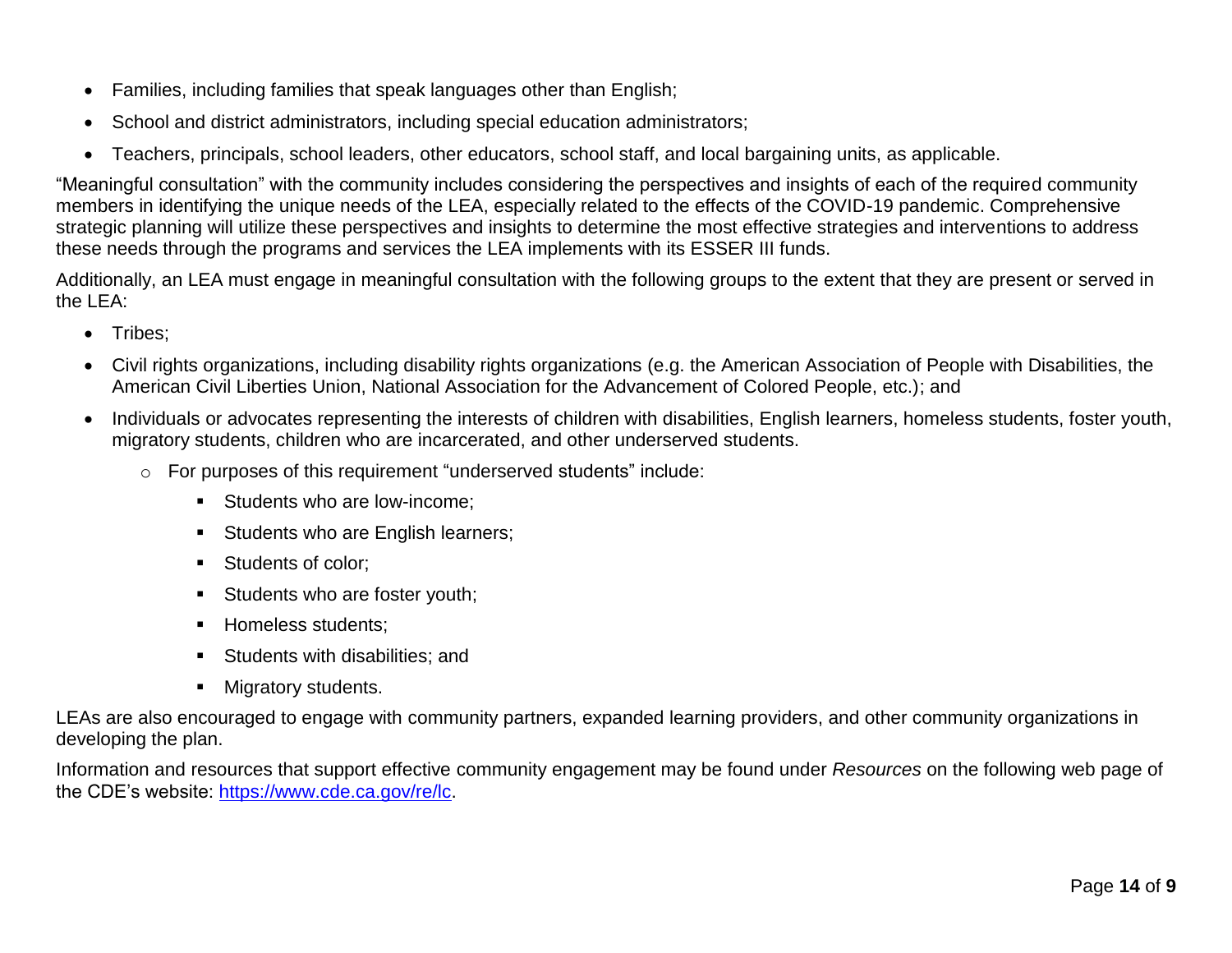- Families, including families that speak languages other than English;
- School and district administrators, including special education administrators;
- Teachers, principals, school leaders, other educators, school staff, and local bargaining units, as applicable.

"Meaningful consultation" with the community includes considering the perspectives and insights of each of the required community members in identifying the unique needs of the LEA, especially related to the effects of the COVID-19 pandemic. Comprehensive strategic planning will utilize these perspectives and insights to determine the most effective strategies and interventions to address these needs through the programs and services the LEA implements with its ESSER III funds.

Additionally, an LEA must engage in meaningful consultation with the following groups to the extent that they are present or served in the LEA:

- Tribes;
- Civil rights organizations, including disability rights organizations (e.g. the American Association of People with Disabilities, the American Civil Liberties Union, National Association for the Advancement of Colored People, etc.); and
- Individuals or advocates representing the interests of children with disabilities, English learners, homeless students, foster youth, migratory students, children who are incarcerated, and other underserved students.
  - For purposes of this requirement "underserved students" include:
    - Students who are low-income;
    - Students who are English learners;
    - Students of color;
    - Students who are foster youth;
    - Homeless students;
    - Students with disabilities; and
    - Migratory students.

LEAs are also encouraged to engage with community partners, expanded learning providers, and other community organizations in developing the plan.

Information and resources that support effective community engagement may be found under *Resources* on the following web page of the CDE's website: [https://www.cde.ca.gov/re/lc](https://www.cde.ca.gov/re/lc).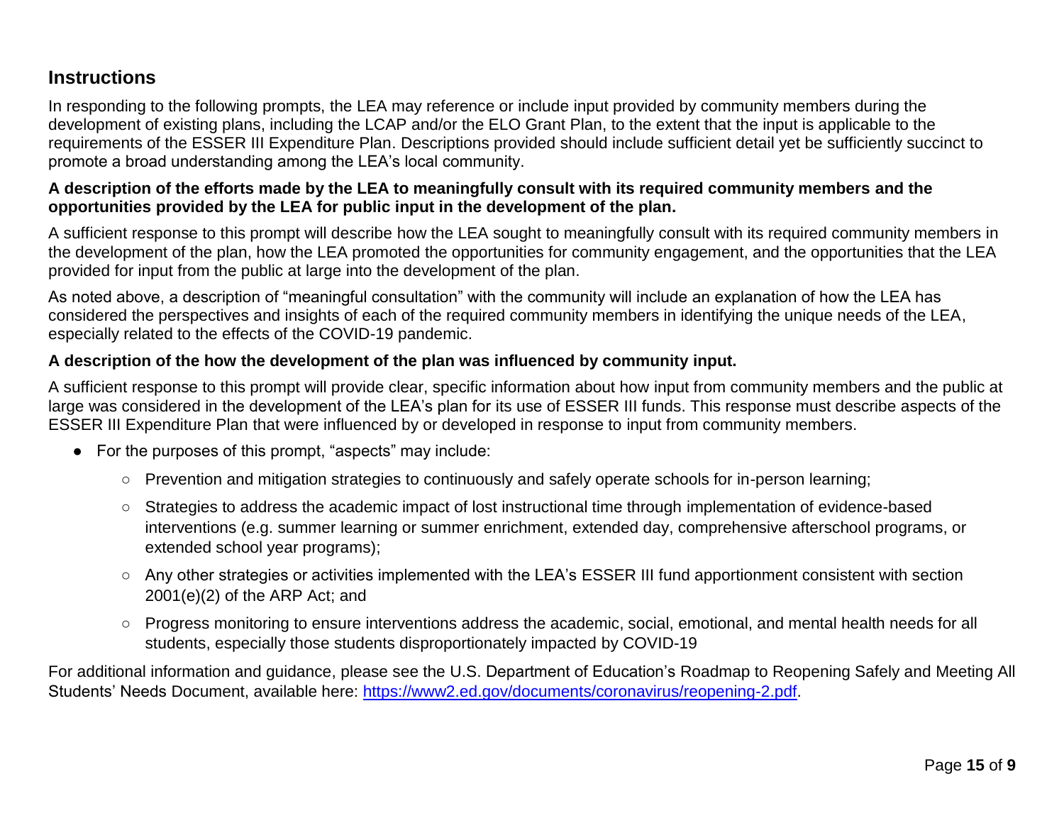## Instructions

In responding to the following prompts, the LEA may reference or include input provided by community members during the development of existing plans, including the LCAP and/or the ELO Grant Plan, to the extent that the input is applicable to the requirements of the ESSER III Expenditure Plan. Descriptions provided should include sufficient detail yet be sufficiently succinct to promote a broad understanding among the LEA's local community.

**A description of the efforts made by the LEA to meaningfully consult with its required community members and the opportunities provided by the LEA for public input in the development of the plan.**

A sufficient response to this prompt will describe how the LEA sought to meaningfully consult with its required community members in the development of the plan, how the LEA promoted the opportunities for community engagement, and the opportunities that the LEA provided for input from the public at large into the development of the plan.

As noted above, a description of "meaningful consultation" with the community will include an explanation of how the LEA has considered the perspectives and insights of each of the required community members in identifying the unique needs of the LEA, especially related to the effects of the COVID-19 pandemic.

**A description of the how the development of the plan was influenced by community input.**

A sufficient response to this prompt will provide clear, specific information about how input from community members and the public at large was considered in the development of the LEA's plan for its use of ESSER III funds. This response must describe aspects of the ESSER III Expenditure Plan that were influenced by or developed in response to input from community members.

- For the purposes of this prompt, "aspects" may include:
  - Prevention and mitigation strategies to continuously and safely operate schools for in-person learning;
  - Strategies to address the academic impact of lost instructional time through implementation of evidence-based interventions (e.g. summer learning or summer enrichment, extended day, comprehensive afterschool programs, or extended school year programs);
  - Any other strategies or activities implemented with the LEA's ESSER III fund apportionment consistent with section 2001(e)(2) of the ARP Act; and
  - Progress monitoring to ensure interventions address the academic, social, emotional, and mental health needs for all students, especially those students disproportionately impacted by COVID-19

For additional information and guidance, please see the U.S. Department of Education's Roadmap to Reopening Safely and Meeting All Students' Needs Document, available here: [https://www2.ed.gov/documents/coronavirus/reopening-2.pdf](https://www2.ed.gov/documents/coronavirus/reopening-2.pdf).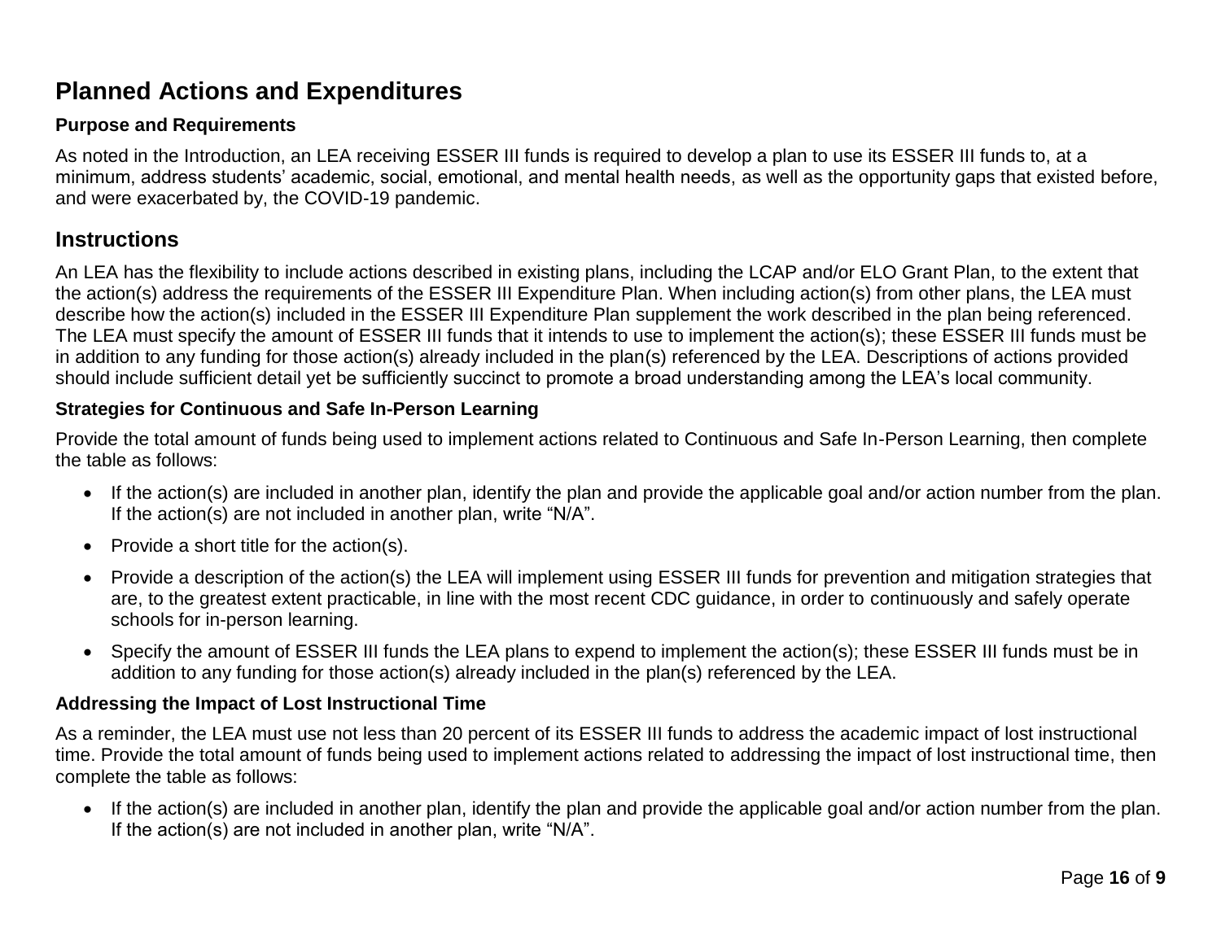# Planned Actions and Expenditures

### Purpose and Requirements

As noted in the Introduction, an LEA receiving ESSER III funds is required to develop a plan to use its ESSER III funds to, at a minimum, address students' academic, social, emotional, and mental health needs, as well as the opportunity gaps that existed before, and were exacerbated by, the COVID-19 pandemic.

## Instructions

An LEA has the flexibility to include actions described in existing plans, including the LCAP and/or ELO Grant Plan, to the extent that the action(s) address the requirements of the ESSER III Expenditure Plan. When including action(s) from other plans, the LEA must describe how the action(s) included in the ESSER III Expenditure Plan supplement the work described in the plan being referenced. The LEA must specify the amount of ESSER III funds that it intends to use to implement the action(s); these ESSER III funds must be in addition to any funding for those action(s) already included in the plan(s) referenced by the LEA. Descriptions of actions provided should include sufficient detail yet be sufficiently succinct to promote a broad understanding among the LEA's local community.

### Strategies for Continuous and Safe In-Person Learning

Provide the total amount of funds being used to implement actions related to Continuous and Safe In-Person Learning, then complete the table as follows:

- If the action(s) are included in another plan, identify the plan and provide the applicable goal and/or action number from the plan. If the action(s) are not included in another plan, write "N/A".
- Provide a short title for the action(s).
- Provide a description of the action(s) the LEA will implement using ESSER III funds for prevention and mitigation strategies that are, to the greatest extent practicable, in line with the most recent CDC guidance, in order to continuously and safely operate schools for in-person learning.
- Specify the amount of ESSER III funds the LEA plans to expend to implement the action(s); these ESSER III funds must be in addition to any funding for those action(s) already included in the plan(s) referenced by the LEA.

### Addressing the Impact of Lost Instructional Time

As a reminder, the LEA must use not less than 20 percent of its ESSER III funds to address the academic impact of lost instructional time. Provide the total amount of funds being used to implement actions related to addressing the impact of lost instructional time, then complete the table as follows:

- If the action(s) are included in another plan, identify the plan and provide the applicable goal and/or action number from the plan. If the action(s) are not included in another plan, write "N/A".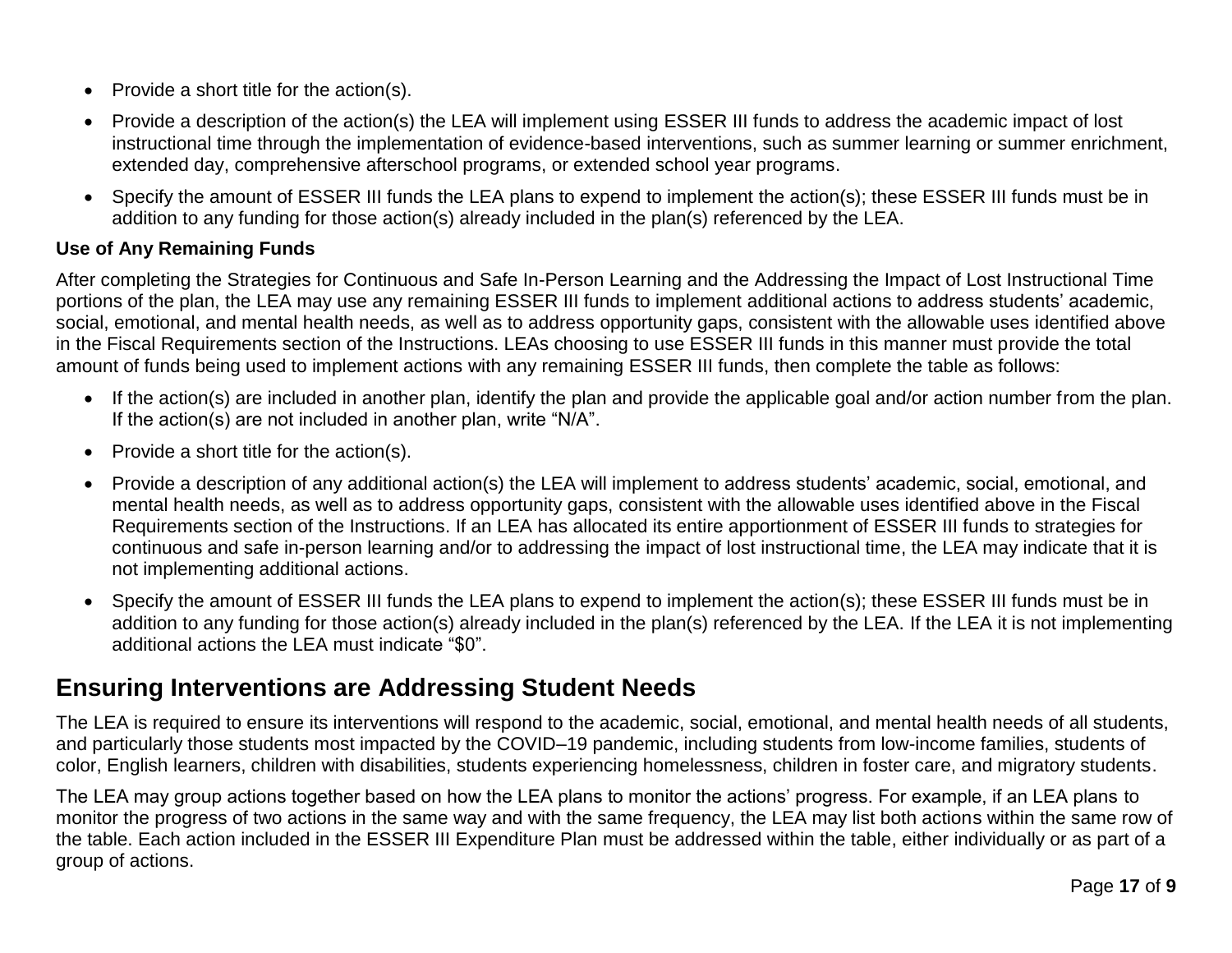- Provide a short title for the action(s).
- Provide a description of the action(s) the LEA will implement using ESSER III funds to address the academic impact of lost instructional time through the implementation of evidence-based interventions, such as summer learning or summer enrichment, extended day, comprehensive afterschool programs, or extended school year programs.
- Specify the amount of ESSER III funds the LEA plans to expend to implement the action(s); these ESSER III funds must be in addition to any funding for those action(s) already included in the plan(s) referenced by the LEA.

**Use of Any Remaining Funds**

After completing the Strategies for Continuous and Safe In-Person Learning and the Addressing the Impact of Lost Instructional Time portions of the plan, the LEA may use any remaining ESSER III funds to implement additional actions to address students' academic, social, emotional, and mental health needs, as well as to address opportunity gaps, consistent with the allowable uses identified above in the Fiscal Requirements section of the Instructions. LEAs choosing to use ESSER III funds in this manner must provide the total amount of funds being used to implement actions with any remaining ESSER III funds, then complete the table as follows:

- If the action(s) are included in another plan, identify the plan and provide the applicable goal and/or action number from the plan. If the action(s) are not included in another plan, write "N/A".
- Provide a short title for the action(s).
- Provide a description of any additional action(s) the LEA will implement to address students' academic, social, emotional, and mental health needs, as well as to address opportunity gaps, consistent with the allowable uses identified above in the Fiscal Requirements section of the Instructions. If an LEA has allocated its entire apportionment of ESSER III funds to strategies for continuous and safe in-person learning and/or to addressing the impact of lost instructional time, the LEA may indicate that it is not implementing additional actions.
- Specify the amount of ESSER III funds the LEA plans to expend to implement the action(s); these ESSER III funds must be in addition to any funding for those action(s) already included in the plan(s) referenced by the LEA. If the LEA it is not implementing additional actions the LEA must indicate "$0".

## Ensuring Interventions are Addressing Student Needs

The LEA is required to ensure its interventions will respond to the academic, social, emotional, and mental health needs of all students, and particularly those students most impacted by the COVID–19 pandemic, including students from low-income families, students of color, English learners, children with disabilities, students experiencing homelessness, children in foster care, and migratory students.

The LEA may group actions together based on how the LEA plans to monitor the actions' progress. For example, if an LEA plans to monitor the progress of two actions in the same way and with the same frequency, the LEA may list both actions within the same row of the table. Each action included in the ESSER III Expenditure Plan must be addressed within the table, either individually or as part of a group of actions.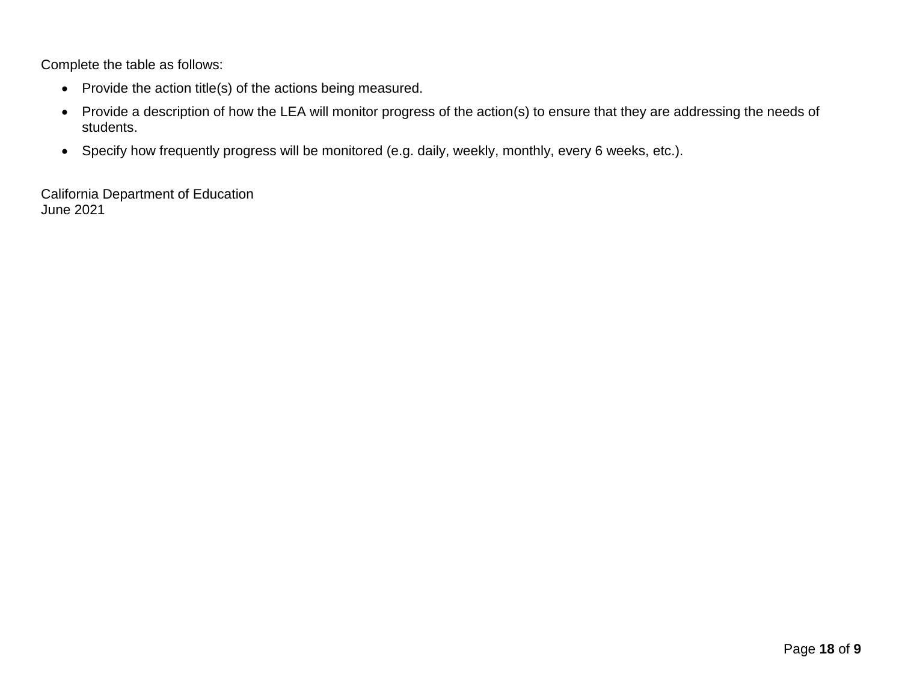Complete the table as follows:

- Provide the action title(s) of the actions being measured.
- Provide a description of how the LEA will monitor progress of the action(s) to ensure that they are addressing the needs of students.
- Specify how frequently progress will be monitored (e.g. daily, weekly, monthly, every 6 weeks, etc.).

California Department of Education
June 2021